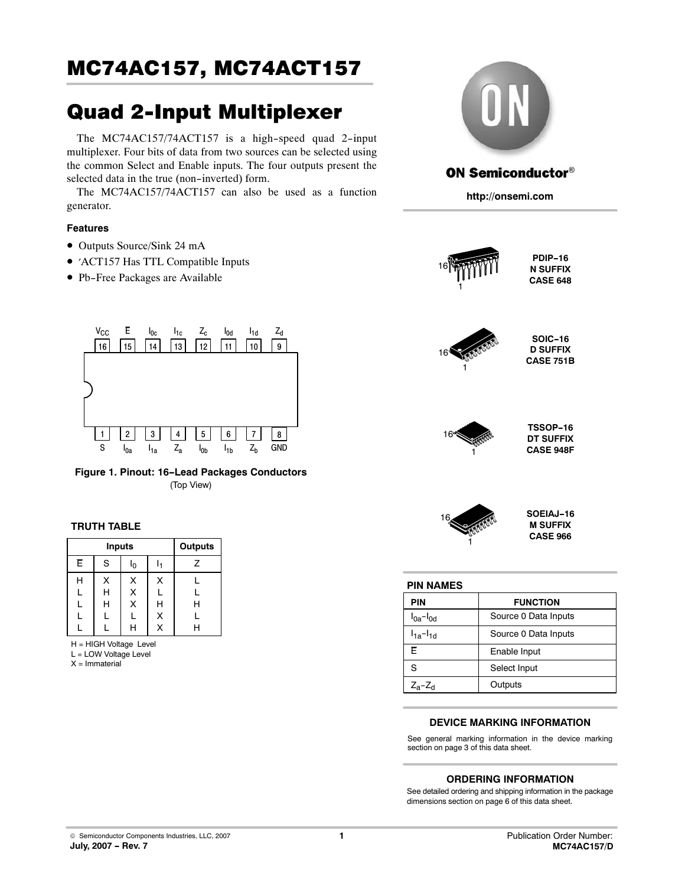# MC74AC157, MC74ACT157

# Quad 2-Input Multiplexer

The MC74AC157/74ACT157 is a high-speed quad 2-input multiplexer. Four bits of data from two sources can be selected using the common Select and Enable inputs. The four outputs present the selected data in the true (non-inverted) form.

The MC74AC157/74ACT157 can also be used as a function generator.

### Features

- Outputs Source/Sink 24 mA
- ′ACT157 Has TTL Compatible Inputs
- Pb-Free Packages are Available

| Pin | 16 | 15 | 14 | 13 | 12 | 11 | 10 | 9 |
|---|---|---|---|---|---|---|---|---|
| Name | $V_{CC}$ | $\overline{E}$ | $I_{0c}$ | $I_{1c}$ | $Z_c$ | $I_{0d}$ | $I_{1d}$ | $Z_d$ |

| Pin | 1 | 2 | 3 | 4 | 5 | 6 | 7 | 8 |
|---|---|---|---|---|---|---|---|---|
| Name | S | $I_{0a}$ | $I_{1a}$ | $Z_a$ | $I_{0b}$ | $I_{1b}$ | $Z_b$ | GND |

**Figure 1. Pinout: 16-Lead Packages Conductors**
(Top View)

### TRUTH TABLE

| Inputs | | | | Outputs |
|---|---|---|---|---|
| $\overline{E}$ | S | $I_0$ | $I_1$ | Z |
| H | X | X | X | L |
| L | H | X | L | L |
| L | H | X | H | H |
| L | L | L | X | L |
| L | L | H | X | H |

H = HIGH Voltage Level
L = LOW Voltage Level
X = Immaterial

**ON Semiconductor®**

**http://onsemi.com**

**PDIP-16**
**N SUFFIX**
**CASE 648**

**SOIC-16**
**D SUFFIX**
**CASE 751B**

**TSSOP-16**
**DT SUFFIX**
**CASE 948F**

**SOEIAJ-16**
**M SUFFIX**
**CASE 966**

### PIN NAMES

| PIN | FUNCTION |
|---|---|
| $I_{0a}$–$I_{0d}$ | Source 0 Data Inputs |
| $I_{1a}$–$I_{1d}$ | Source 0 Data Inputs |
| $\overline{E}$ | Enable Input |
| S | Select Input |
| $Z_a$–$Z_d$ | Outputs |

### DEVICE MARKING INFORMATION

See general marking information in the device marking section on page 3 of this data sheet.

### ORDERING INFORMATION

See detailed ordering and shipping information in the package dimensions section on page 6 of this data sheet.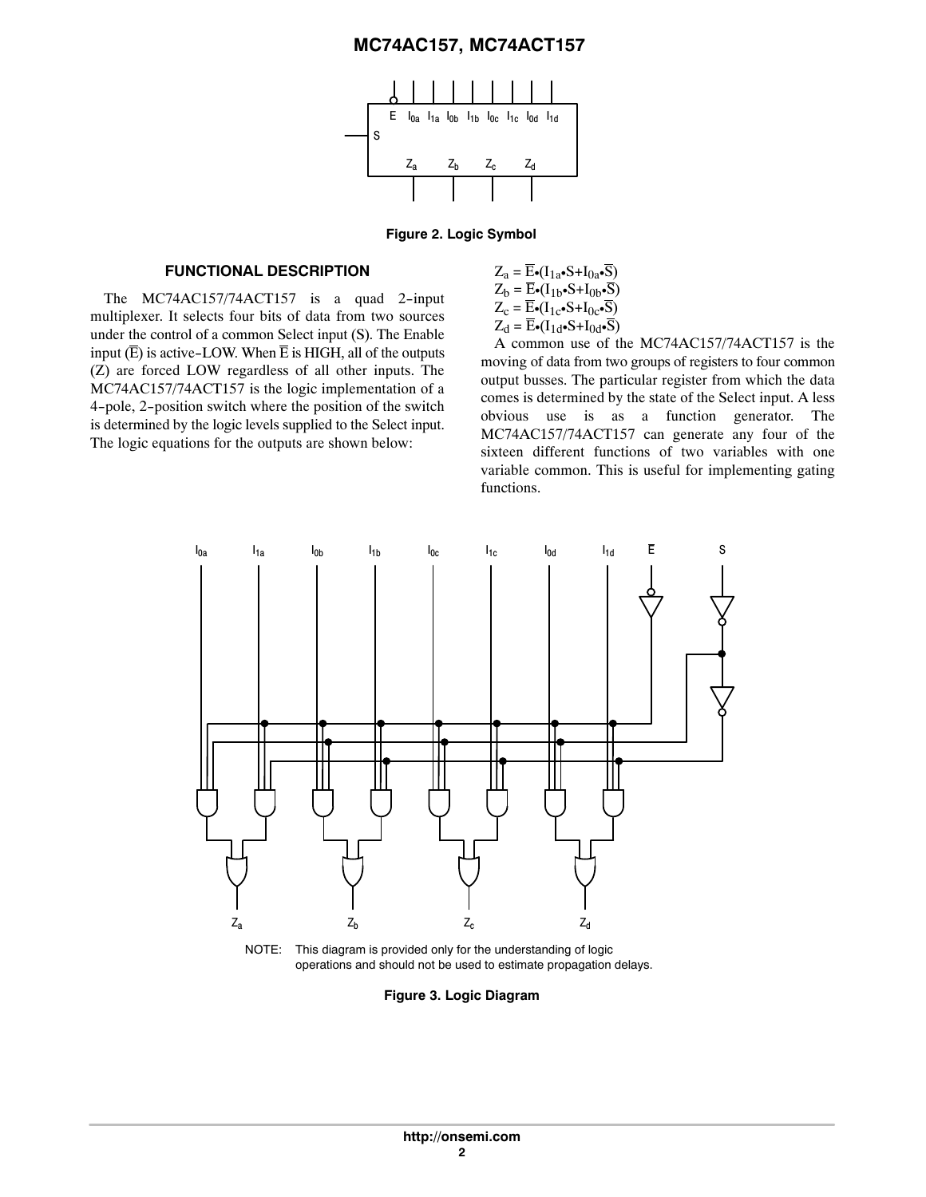Figure 2. Logic Symbol

## FUNCTIONAL DESCRIPTION

The MC74AC157/74ACT157 is a quad 2-input multiplexer. It selects four bits of data from two sources under the control of a common Select input (S). The Enable input ($\overline{E}$) is active-LOW. When $\overline{E}$ is HIGH, all of the outputs (Z) are forced LOW regardless of all other inputs. The MC74AC157/74ACT157 is the logic implementation of a 4-pole, 2-position switch where the position of the switch is determined by the logic levels supplied to the Select input. The logic equations for the outputs are shown below:

$Z_a = \overline{E} \bullet (I_{1a} \bullet S + I_{0a} \bullet \overline{S})$
$Z_b = \overline{E} \bullet (I_{1b} \bullet S + I_{0b} \bullet \overline{S})$
$Z_c = \overline{E} \bullet (I_{1c} \bullet S + I_{0c} \bullet \overline{S})$
$Z_d = \overline{E} \bullet (I_{1d} \bullet S + I_{0d} \bullet \overline{S})$

A common use of the MC74AC157/74ACT157 is the moving of data from two groups of registers to four common output busses. The particular register from which the data comes is determined by the state of the Select input. A less obvious use is as a function generator. The MC74AC157/74ACT157 can generate any four of the sixteen different functions of two variables with one variable common. This is useful for implementing gating functions.

NOTE: This diagram is provided only for the understanding of logic operations and should not be used to estimate propagation delays.

Figure 3. Logic Diagram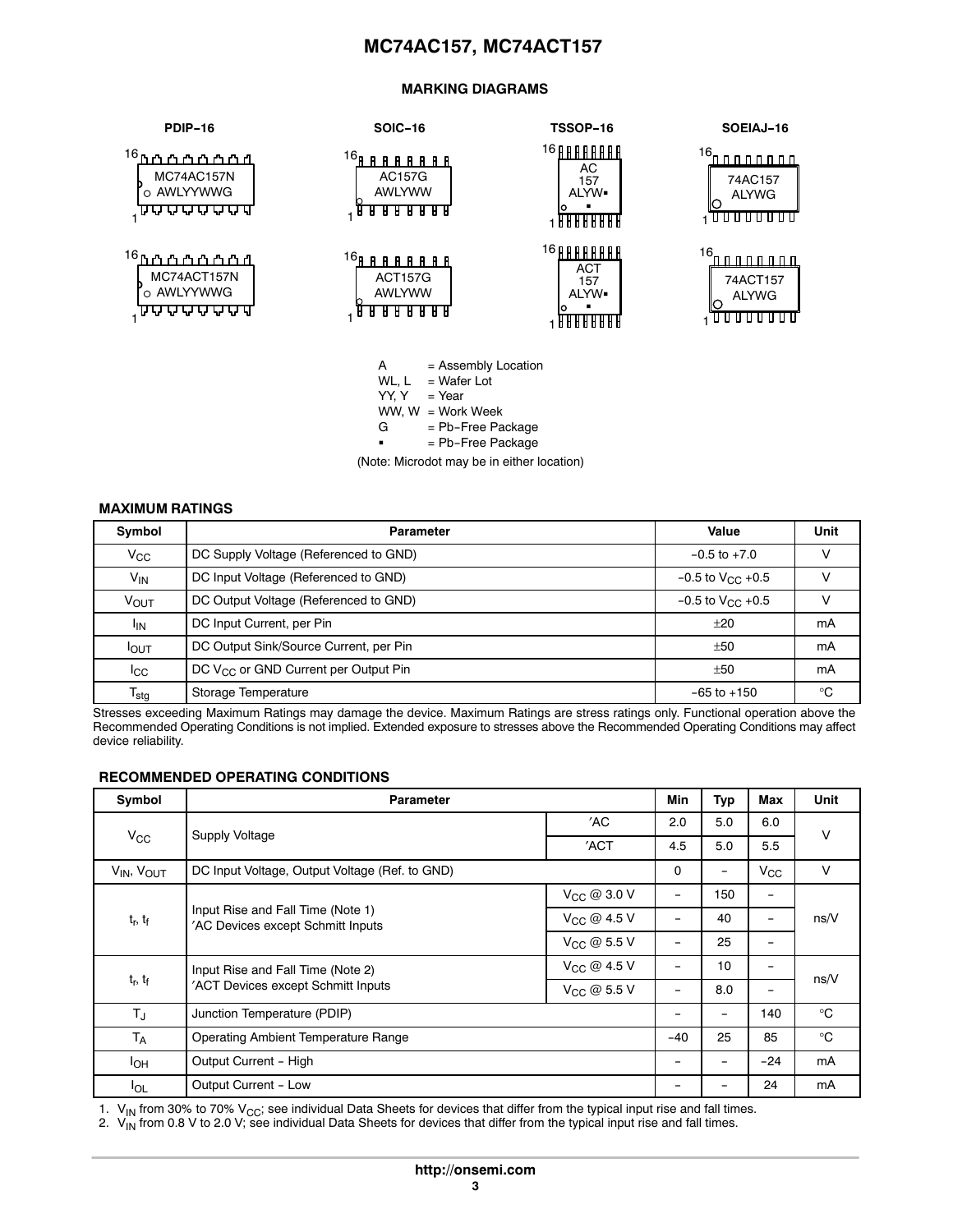## MARKING DIAGRAMS

**PDIP−16**

MC74AC157N
AWLYYWWG

MC74ACT157N
AWLYYWWG

**SOIC−16**

AC157G
AWLYWW

ACT157G
AWLYWW

**TSSOP−16**

AC
157
ALYW▪
▪

ACT
157
ALYW▪
▪

**SOEIAJ−16**

74AC157
ALYWG

74ACT157
ALYWG

A = Assembly Location
WL, L = Wafer Lot
YY, Y = Year
WW, W = Work Week
G = Pb−Free Package
▪ = Pb−Free Package

(Note: Microdot may be in either location)

## MAXIMUM RATINGS

| Symbol | Parameter | Value | Unit |
|---|---|---|---|
| $V_{CC}$ | DC Supply Voltage (Referenced to GND) | −0.5 to +7.0 | V |
| $V_{IN}$ | DC Input Voltage (Referenced to GND) | −0.5 to $V_{CC}$ +0.5 | V |
| $V_{OUT}$ | DC Output Voltage (Referenced to GND) | −0.5 to $V_{CC}$ +0.5 | V |
| $I_{IN}$ | DC Input Current, per Pin | ±20 | mA |
| $I_{OUT}$ | DC Output Sink/Source Current, per Pin | ±50 | mA |
| $I_{CC}$ | DC $V_{CC}$ or GND Current per Output Pin | ±50 | mA |
| $T_{stg}$ | Storage Temperature | −65 to +150 | °C |

Stresses exceeding Maximum Ratings may damage the device. Maximum Ratings are stress ratings only. Functional operation above the Recommended Operating Conditions is not implied. Extended exposure to stresses above the Recommended Operating Conditions may affect device reliability.

## RECOMMENDED OPERATING CONDITIONS

| Symbol | Parameter | | Min | Typ | Max | Unit |
|---|---|---|---|---|---|---|
| $V_{CC}$ | Supply Voltage | ′AC | 2.0 | 5.0 | 6.0 | V |
| | | ′ACT | 4.5 | 5.0 | 5.5 | |
| $V_{IN}$, $V_{OUT}$ | DC Input Voltage, Output Voltage (Ref. to GND) | | 0 | − | $V_{CC}$ | V |
| $t_r$, $t_f$ | Input Rise and Fall Time (Note 1) ′AC Devices except Schmitt Inputs | $V_{CC}$ @ 3.0 V | − | 150 | − | ns/V |
| | | $V_{CC}$ @ 4.5 V | − | 40 | − | |
| | | $V_{CC}$ @ 5.5 V | − | 25 | − | |
| $t_r$, $t_f$ | Input Rise and Fall Time (Note 2) ′ACT Devices except Schmitt Inputs | $V_{CC}$ @ 4.5 V | − | 10 | − | ns/V |
| | | $V_{CC}$ @ 5.5 V | − | 8.0 | − | |
| $T_J$ | Junction Temperature (PDIP) | | − | − | 140 | °C |
| $T_A$ | Operating Ambient Temperature Range | | −40 | 25 | 85 | °C |
| $I_{OH}$ | Output Current − High | | − | − | −24 | mA |
| $I_{OL}$ | Output Current − Low | | − | − | 24 | mA |

1. $V_{IN}$ from 30% to 70% $V_{CC}$; see individual Data Sheets for devices that differ from the typical input rise and fall times.
2. $V_{IN}$ from 0.8 V to 2.0 V; see individual Data Sheets for devices that differ from the typical input rise and fall times.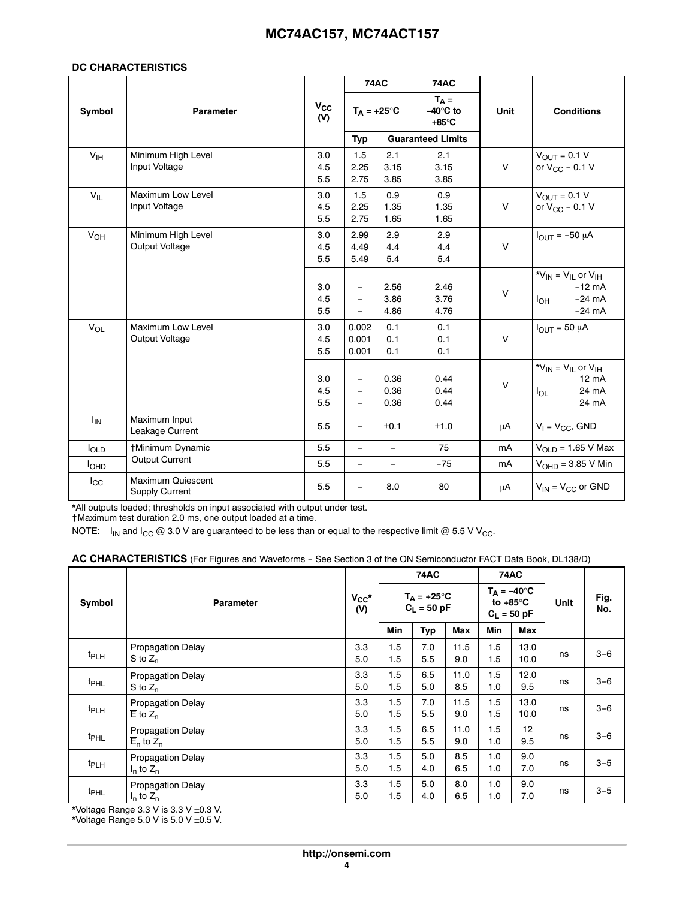### DC CHARACTERISTICS

| Symbol | Parameter | $V_{CC}$ (V) | 74AC | | 74AC | Unit | Conditions |
|---|---|---|---|---|---|---|---|
| | | | $T_A = +25°C$ | | $T_A = -40°C$ to $+85°C$ | | |
| | | | Typ | Guaranteed Limits | | | |
| $V_{IH}$ | Minimum High Level Input Voltage | 3.0<br>4.5<br>5.5 | 1.5<br>2.25<br>2.75 | 2.1<br>3.15<br>3.85 | 2.1<br>3.15<br>3.85 | V | $V_{OUT} = 0.1$ V or $V_{CC} - 0.1$ V |
| $V_{IL}$ | Maximum Low Level Input Voltage | 3.0<br>4.5<br>5.5 | 1.5<br>2.25<br>2.75 | 0.9<br>1.35<br>1.65 | 0.9<br>1.35<br>1.65 | V | $V_{OUT} = 0.1$ V or $V_{CC} - 0.1$ V |
| $V_{OH}$ | Minimum High Level Output Voltage | 3.0<br>4.5<br>5.5 | 2.99<br>4.49<br>5.49 | 2.9<br>4.4<br>5.4 | 2.9<br>4.4<br>5.4 | V | $I_{OUT} = -50$ μA |
| | | 3.0<br>4.5<br>5.5 | –<br>–<br>– | 2.56<br>3.86<br>4.86 | 2.46<br>3.76<br>4.76 | V | *$V_{IN} = V_{IL}$ or $V_{IH}$<br>$I_{OH}$ −12 mA<br>−24 mA<br>−24 mA |
| $V_{OL}$ | Maximum Low Level Output Voltage | 3.0<br>4.5<br>5.5 | 0.002<br>0.001<br>0.001 | 0.1<br>0.1<br>0.1 | 0.1<br>0.1<br>0.1 | V | $I_{OUT} = 50$ μA |
| | | 3.0<br>4.5<br>5.5 | –<br>–<br>– | 0.36<br>0.36<br>0.36 | 0.44<br>0.44<br>0.44 | V | *$V_{IN} = V_{IL}$ or $V_{IH}$<br>$I_{OL}$ 12 mA<br>24 mA<br>24 mA |
| $I_{IN}$ | Maximum Input Leakage Current | 5.5 | – | ±0.1 | ±1.0 | μA | $V_I = V_{CC}$, GND |
| $I_{OLD}$ | †Minimum Dynamic Output Current | 5.5 | – | – | 75 | mA | $V_{OLD} = 1.65$ V Max |
| $I_{OHD}$ | | 5.5 | – | – | −75 | mA | $V_{OHD} = 3.85$ V Min |
| $I_{CC}$ | Maximum Quiescent Supply Current | 5.5 | – | 8.0 | 80 | μA | $V_{IN} = V_{CC}$ or GND |

*All outputs loaded; thresholds on input associated with output under test.
†Maximum test duration 2.0 ms, one output loaded at a time.

NOTE: $I_{IN}$ and $I_{CC}$ @ 3.0 V are guaranteed to be less than or equal to the respective limit @ 5.5 V $V_{CC}$.

**AC CHARACTERISTICS** (For Figures and Waveforms − See Section 3 of the ON Semiconductor FACT Data Book, DL138/D)

| Symbol | Parameter | $V_{CC}$* (V) | 74AC | | | 74AC | | Unit | Fig. No. |
|---|---|---|---|---|---|---|---|---|---|
| | | | $T_A = +25°C$ $C_L = 50$ pF | | | $T_A = -40°C$ to $+85°C$ $C_L = 50$ pF | | | |
| | | | Min | Typ | Max | Min | Max | | |
| $t_{PLH}$ | Propagation Delay S to $Z_n$ | 3.3<br>5.0 | 1.5<br>1.5 | 7.0<br>5.5 | 11.5<br>9.0 | 1.5<br>1.5 | 13.0<br>10.0 | ns | 3−6 |
| $t_{PHL}$ | Propagation Delay S to $Z_n$ | 3.3<br>5.0 | 1.5<br>1.5 | 6.5<br>5.0 | 11.0<br>8.5 | 1.5<br>1.0 | 12.0<br>9.5 | ns | 3−6 |
| $t_{PLH}$ | Propagation Delay $\overline{E}$ to $Z_n$ | 3.3<br>5.0 | 1.5<br>1.5 | 7.0<br>5.5 | 11.5<br>9.0 | 1.5<br>1.5 | 13.0<br>10.0 | ns | 3−6 |
| $t_{PHL}$ | Propagation Delay $\overline{E}_n$ to $Z_n$ | 3.3<br>5.0 | 1.5<br>1.5 | 6.5<br>5.5 | 11.0<br>9.0 | 1.5<br>1.0 | 12<br>9.5 | ns | 3−6 |
| $t_{PLH}$ | Propagation Delay $I_n$ to $Z_n$ | 3.3<br>5.0 | 1.5<br>1.5 | 5.0<br>4.0 | 8.5<br>6.5 | 1.0<br>1.0 | 9.0<br>7.0 | ns | 3−5 |
| $t_{PHL}$ | Propagation Delay $I_n$ to $Z_n$ | 3.3<br>5.0 | 1.5<br>1.5 | 5.0<br>4.0 | 8.0<br>6.5 | 1.0<br>1.0 | 9.0<br>7.0 | ns | 3−5 |

*Voltage Range 3.3 V is 3.3 V ±0.3 V.
*Voltage Range 5.0 V is 5.0 V ±0.5 V.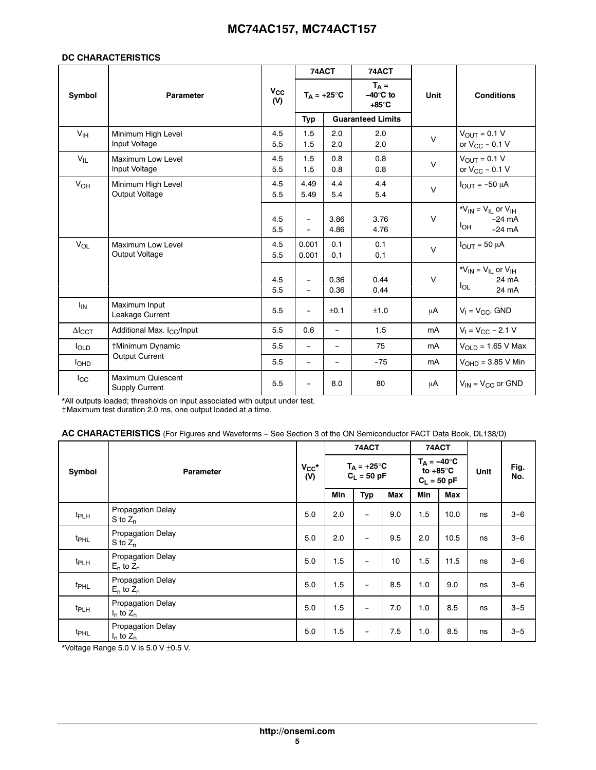## DC CHARACTERISTICS

| Symbol | Parameter | $V_{CC}$ (V) | 74ACT | | 74ACT | Unit | Conditions |
|---|---|---|---|---|---|---|---|
| | | | $T_A = +25°C$ | | $T_A = -40°C$ to $+85°C$ | | |
| | | | Typ | Guaranteed Limits | | | |
| $V_{IH}$ | Minimum High Level Input Voltage | 4.5<br>5.5 | 1.5<br>1.5 | 2.0<br>2.0 | 2.0<br>2.0 | V | $V_{OUT} = 0.1$ V or $V_{CC} - 0.1$ V |
| $V_{IL}$ | Maximum Low Level Input Voltage | 4.5<br>5.5 | 1.5<br>1.5 | 0.8<br>0.8 | 0.8<br>0.8 | V | $V_{OUT} = 0.1$ V or $V_{CC} - 0.1$ V |
| $V_{OH}$ | Minimum High Level Output Voltage | 4.5<br>5.5 | 4.49<br>5.49 | 4.4<br>5.4 | 4.4<br>5.4 | V | $I_{OUT} = -50$ μA |
| | | 4.5<br>5.5 | –<br>– | 3.86<br>4.86 | 3.76<br>4.76 | V | *$V_{IN} = V_{IL}$ or $V_{IH}$<br>$I_{OH}$ −24 mA<br>−24 mA |
| $V_{OL}$ | Maximum Low Level Output Voltage | 4.5<br>5.5 | 0.001<br>0.001 | 0.1<br>0.1 | 0.1<br>0.1 | V | $I_{OUT} = 50$ μA |
| | | 4.5<br>5.5 | –<br>– | 0.36<br>0.36 | 0.44<br>0.44 | V | *$V_{IN} = V_{IL}$ or $V_{IH}$<br>$I_{OL}$ 24 mA<br>24 mA |
| $I_{IN}$ | Maximum Input Leakage Current | 5.5 | – | ±0.1 | ±1.0 | μA | $V_I = V_{CC}$, GND |
| $\Delta I_{CCT}$ | Additional Max. $I_{CC}$/Input | 5.5 | 0.6 | – | 1.5 | mA | $V_I = V_{CC} - 2.1$ V |
| $I_{OLD}$ | †Minimum Dynamic Output Current | 5.5 | – | – | 75 | mA | $V_{OLD} = 1.65$ V Max |
| $I_{OHD}$ | | 5.5 | – | – | −75 | mA | $V_{OHD} = 3.85$ V Min |
| $I_{CC}$ | Maximum Quiescent Supply Current | 5.5 | – | 8.0 | 80 | μA | $V_{IN} = V_{CC}$ or GND |

*All outputs loaded; thresholds on input associated with output under test.
†Maximum test duration 2.0 ms, one output loaded at a time.

**AC CHARACTERISTICS** (For Figures and Waveforms – See Section 3 of the ON Semiconductor FACT Data Book, DL138/D)

| Symbol | Parameter | $V_{CC}$* (V) | 74ACT | | | 74ACT | | Unit | Fig. No. |
|---|---|---|---|---|---|---|---|---|---|
| | | | $T_A = +25°C$ $C_L = 50$ pF | | | $T_A = -40°C$ to $+85°C$ $C_L = 50$ pF | | | |
| | | | Min | Typ | Max | Min | Max | | |
| $t_{PLH}$ | Propagation Delay S to $Z_n$ | 5.0 | 2.0 | – | 9.0 | 1.5 | 10.0 | ns | 3–6 |
| $t_{PHL}$ | Propagation Delay S to $Z_n$ | 5.0 | 2.0 | – | 9.5 | 2.0 | 10.5 | ns | 3–6 |
| $t_{PLH}$ | Propagation Delay $\overline{E}_n$ to $Z_n$ | 5.0 | 1.5 | – | 10 | 1.5 | 11.5 | ns | 3–6 |
| $t_{PHL}$ | Propagation Delay $\overline{E}_n$ to $Z_n$ | 5.0 | 1.5 | – | 8.5 | 1.0 | 9.0 | ns | 3–6 |
| $t_{PLH}$ | Propagation Delay $I_n$ to $Z_n$ | 5.0 | 1.5 | – | 7.0 | 1.0 | 8.5 | ns | 3–5 |
| $t_{PHL}$ | Propagation Delay $I_n$ to $Z_n$ | 5.0 | 1.5 | – | 7.5 | 1.0 | 8.5 | ns | 3–5 |

*Voltage Range 5.0 V is 5.0 V ±0.5 V.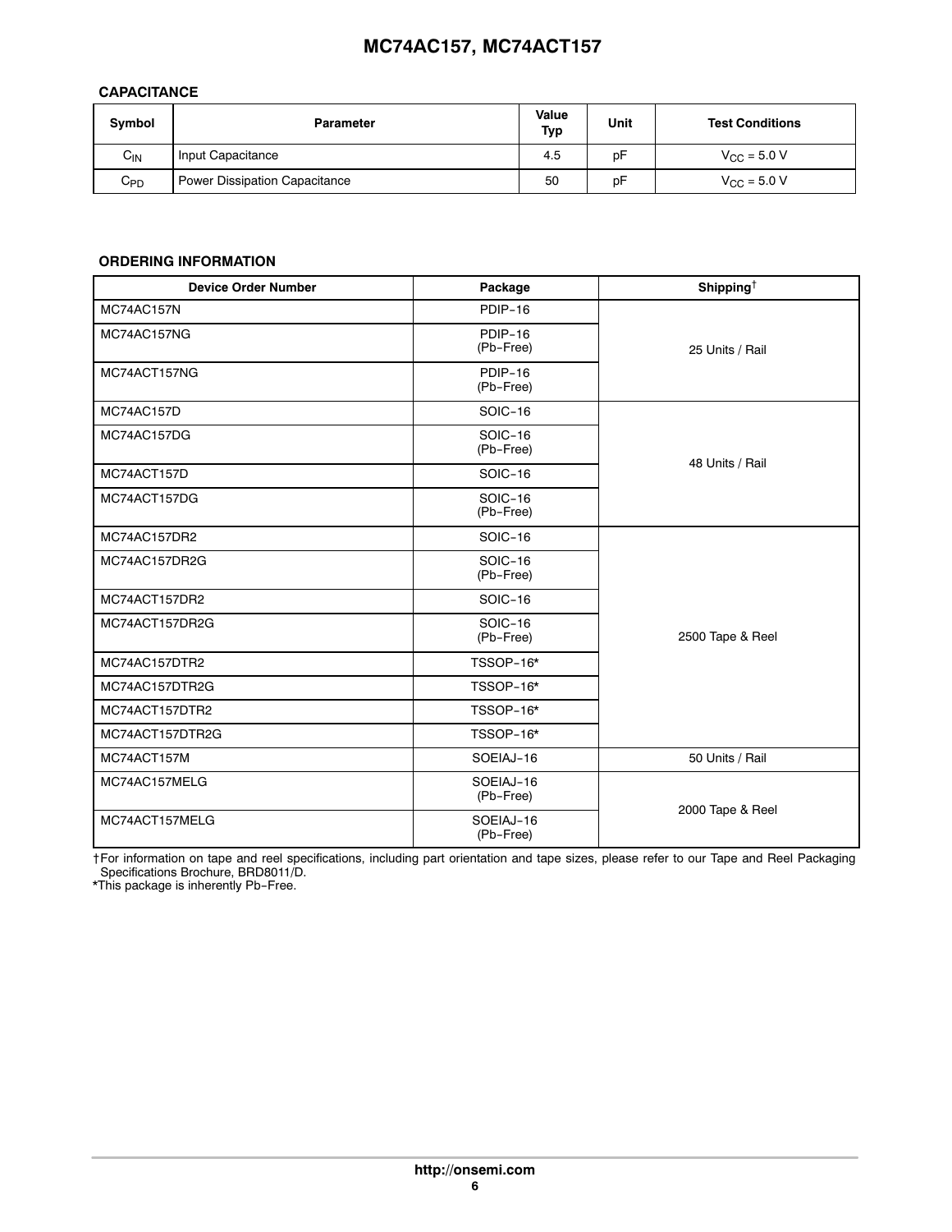### CAPACITANCE

| Symbol | Parameter | Value Typ | Unit | Test Conditions |
|---|---|---|---|---|
| $C_{IN}$ | Input Capacitance | 4.5 | pF | $V_{CC}$ = 5.0 V |
| $C_{PD}$ | Power Dissipation Capacitance | 50 | pF | $V_{CC}$ = 5.0 V |

### ORDERING INFORMATION

| Device Order Number | Package | Shipping† |
|---|---|---|
| MC74AC157N | PDIP−16 | 25 Units / Rail |
| MC74AC157NG | PDIP−16 (Pb−Free) | |
| MC74ACT157NG | PDIP−16 (Pb−Free) | |
| MC74AC157D | SOIC−16 | 48 Units / Rail |
| MC74AC157DG | SOIC−16 (Pb−Free) | |
| MC74ACT157D | SOIC−16 | |
| MC74ACT157DG | SOIC−16 (Pb−Free) | |
| MC74AC157DR2 | SOIC−16 | 2500 Tape & Reel |
| MC74AC157DR2G | SOIC−16 (Pb−Free) | |
| MC74ACT157DR2 | SOIC−16 | |
| MC74ACT157DR2G | SOIC−16 (Pb−Free) | |
| MC74AC157DTR2 | TSSOP−16* | |
| MC74AC157DTR2G | TSSOP−16* | |
| MC74ACT157DTR2 | TSSOP−16* | |
| MC74ACT157DTR2G | TSSOP−16* | |
| MC74ACT157M | SOEIAJ−16 | 50 Units / Rail |
| MC74AC157MELG | SOEIAJ−16 (Pb−Free) | 2000 Tape & Reel |
| MC74ACT157MELG | SOEIAJ−16 (Pb−Free) | |

†For information on tape and reel specifications, including part orientation and tape sizes, please refer to our Tape and Reel Packaging Specifications Brochure, BRD8011/D.
*This package is inherently Pb−Free.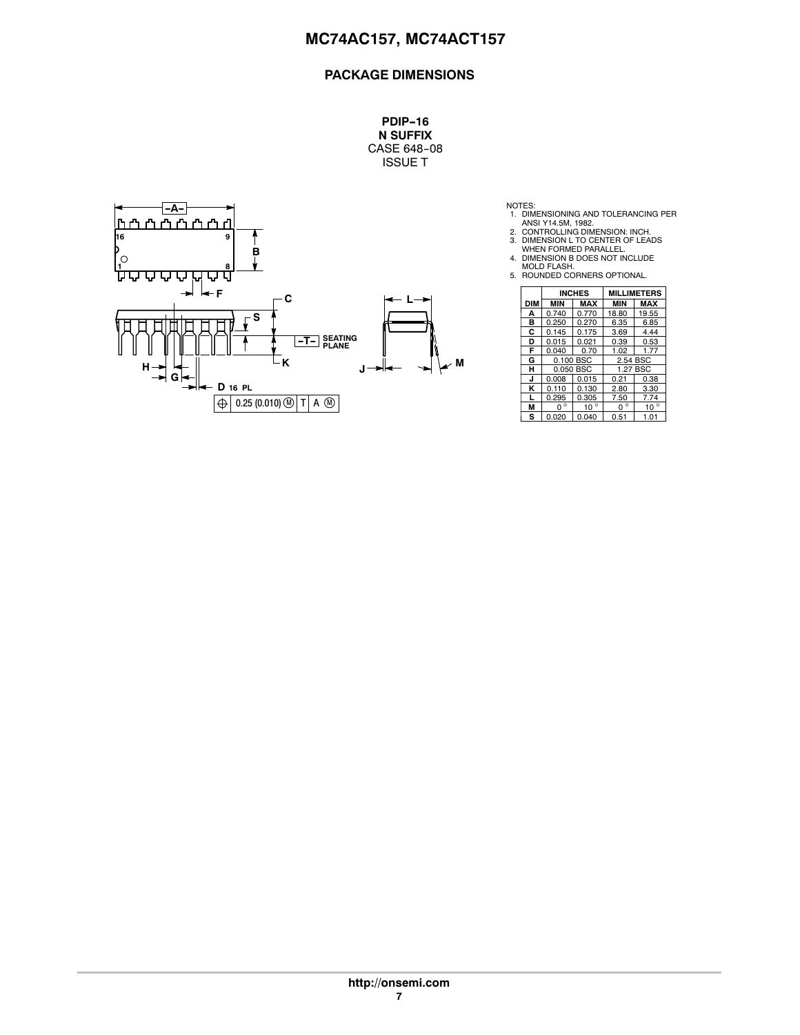## PACKAGE DIMENSIONS

**PDIP−16**
**N SUFFIX**
CASE 648−08
ISSUE T

NOTES:
1. DIMENSIONING AND TOLERANCING PER ANSI Y14.5M, 1982.
2. CONTROLLING DIMENSION: INCH.
3. DIMENSION L TO CENTER OF LEADS WHEN FORMED PARALLEL.
4. DIMENSION B DOES NOT INCLUDE MOLD FLASH.
5. ROUNDED CORNERS OPTIONAL.

| DIM | INCHES MIN | INCHES MAX | MILLIMETERS MIN | MILLIMETERS MAX |
|---|---|---|---|---|
| A | 0.740 | 0.770 | 18.80 | 19.55 |
| B | 0.250 | 0.270 | 6.35 | 6.85 |
| C | 0.145 | 0.175 | 3.69 | 4.44 |
| D | 0.015 | 0.021 | 0.39 | 0.53 |
| F | 0.040 | 0.70 | 1.02 | 1.77 |
| G | 0.100 BSC | | 2.54 BSC | |
| H | 0.050 BSC | | 1.27 BSC | |
| J | 0.008 | 0.015 | 0.21 | 0.38 |
| K | 0.110 | 0.130 | 2.80 | 3.30 |
| L | 0.295 | 0.305 | 7.50 | 7.74 |
| M | 0° | 10° | 0° | 10° |
| S | 0.020 | 0.040 | 0.51 | 1.01 |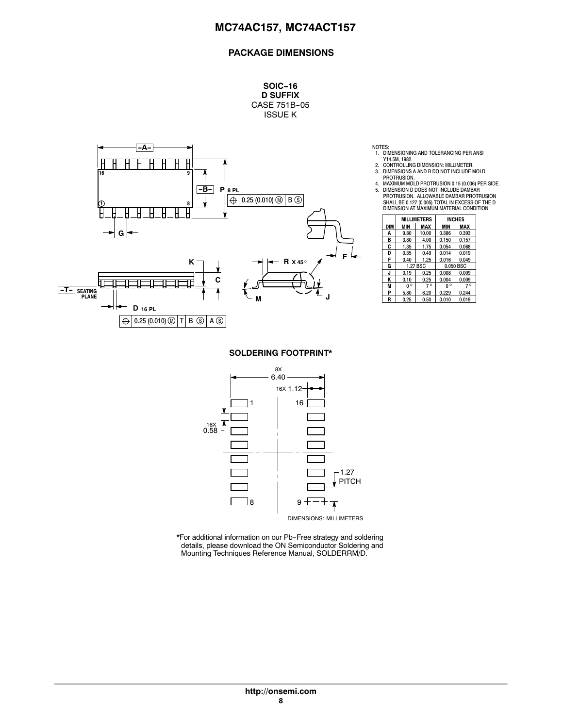## PACKAGE DIMENSIONS

**SOIC−16**
**D SUFFIX**
CASE 751B−05
ISSUE K

NOTES:
1. DIMENSIONING AND TOLERANCING PER ANSI Y14.5M, 1982.
2. CONTROLLING DIMENSION: MILLIMETER.
3. DIMENSIONS A AND B DO NOT INCLUDE MOLD PROTRUSION.
4. MAXIMUM MOLD PROTRUSION 0.15 (0.006) PER SIDE.
5. DIMENSION D DOES NOT INCLUDE DAMBAR PROTRUSION. ALLOWABLE DAMBAR PROTRUSION SHALL BE 0.127 (0.005) TOTAL IN EXCESS OF THE D DIMENSION AT MAXIMUM MATERIAL CONDITION.

| DIM | MILLIMETERS MIN | MILLIMETERS MAX | INCHES MIN | INCHES MAX |
|---|---|---|---|---|
| A | 9.80 | 10.00 | 0.386 | 0.393 |
| B | 3.80 | 4.00 | 0.150 | 0.157 |
| C | 1.35 | 1.75 | 0.054 | 0.068 |
| D | 0.35 | 0.49 | 0.014 | 0.019 |
| F | 0.40 | 1.25 | 0.016 | 0.049 |
| G | 1.27 BSC | | 0.050 BSC | |
| J | 0.19 | 0.25 | 0.008 | 0.009 |
| K | 0.10 | 0.25 | 0.004 | 0.009 |
| M | 0° | 7° | 0° | 7° |
| P | 5.80 | 6.20 | 0.229 | 0.244 |
| R | 0.25 | 0.50 | 0.010 | 0.019 |

## SOLDERING FOOTPRINT*

8X 6.40
16X 1.12
16X 0.58
1.27 PITCH

DIMENSIONS: MILLIMETERS

*For additional information on our Pb−Free strategy and soldering details, please download the ON Semiconductor Soldering and Mounting Techniques Reference Manual, SOLDERRM/D.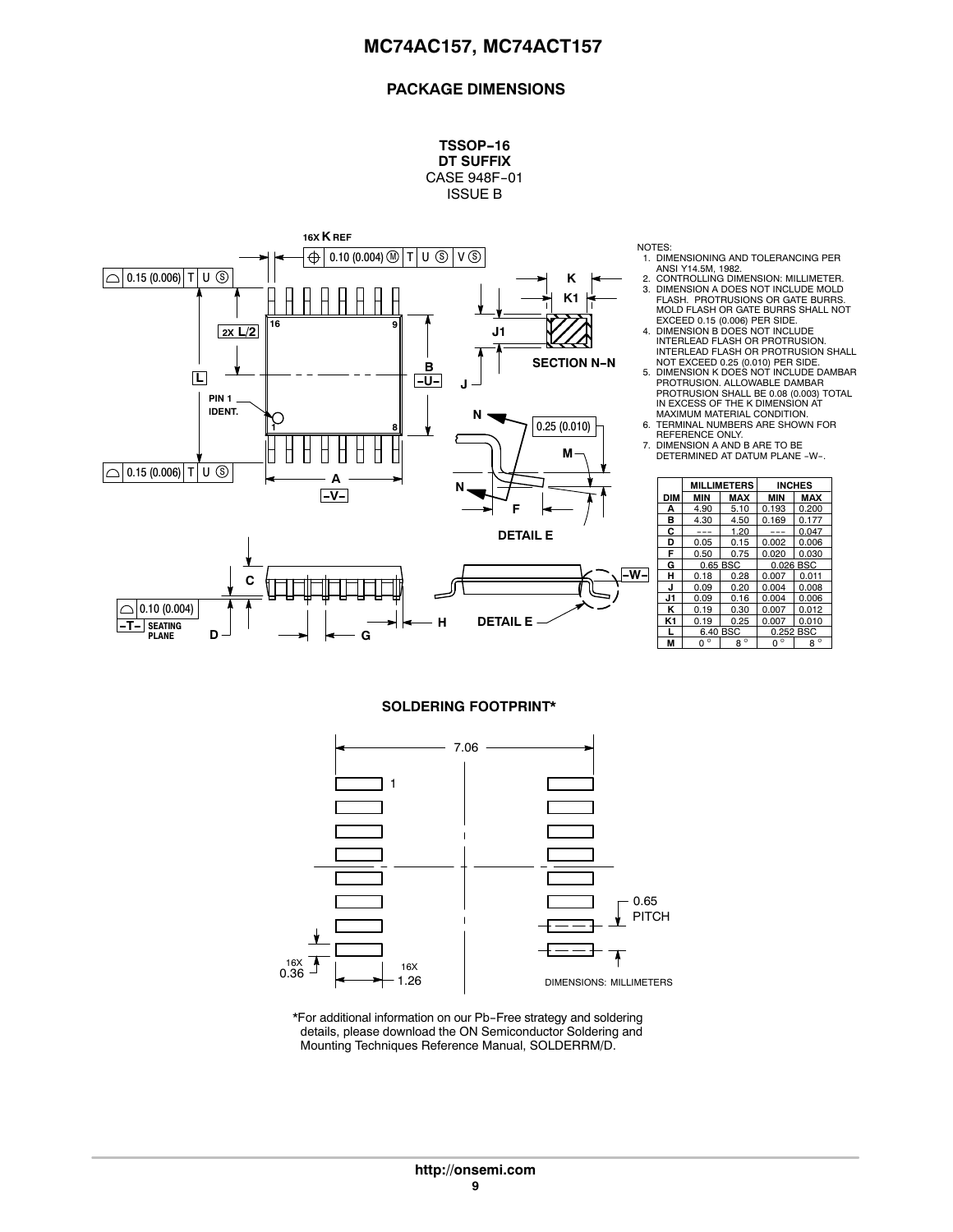## PACKAGE DIMENSIONS

**TSSOP−16**
**DT SUFFIX**
CASE 948F−01
ISSUE B

NOTES:
1. DIMENSIONING AND TOLERANCING PER ANSI Y14.5M, 1982.
2. CONTROLLING DIMENSION: MILLIMETER.
3. DIMENSION A DOES NOT INCLUDE MOLD FLASH. PROTRUSIONS OR GATE BURRS. MOLD FLASH OR GATE BURRS SHALL NOT EXCEED 0.15 (0.006) PER SIDE.
4. DIMENSION B DOES NOT INCLUDE INTERLEAD FLASH OR PROTRUSION. INTERLEAD FLASH OR PROTRUSION SHALL NOT EXCEED 0.25 (0.010) PER SIDE.
5. DIMENSION K DOES NOT INCLUDE DAMBAR PROTRUSION. ALLOWABLE DAMBAR PROTRUSION SHALL BE 0.08 (0.003) TOTAL IN EXCESS OF THE K DIMENSION AT MAXIMUM MATERIAL CONDITION.
6. TERMINAL NUMBERS ARE SHOWN FOR REFERENCE ONLY.
7. DIMENSION A AND B ARE TO BE DETERMINED AT DATUM PLANE −W−.

| DIM | MILLIMETERS MIN | MILLIMETERS MAX | INCHES MIN | INCHES MAX |
|---|---|---|---|---|
| A | 4.90 | 5.10 | 0.193 | 0.200 |
| B | 4.30 | 4.50 | 0.169 | 0.177 |
| C | --- | 1.20 | --- | 0.047 |
| D | 0.05 | 0.15 | 0.002 | 0.006 |
| F | 0.50 | 0.75 | 0.020 | 0.030 |
| G | 0.65 BSC | | 0.026 BSC | |
| H | 0.18 | 0.28 | 0.007 | 0.011 |
| J | 0.09 | 0.20 | 0.004 | 0.008 |
| J1 | 0.09 | 0.16 | 0.004 | 0.006 |
| K | 0.19 | 0.30 | 0.007 | 0.012 |
| K1 | 0.19 | 0.25 | 0.007 | 0.010 |
| L | 6.40 BSC | | 0.252 BSC | |
| M | 0 ° | 8 ° | 0 ° | 8 ° |

**SOLDERING FOOTPRINT***

7.06
0.65 PITCH
16X 0.36
16X 1.26
DIMENSIONS: MILLIMETERS

*For additional information on our Pb−Free strategy and soldering details, please download the ON Semiconductor Soldering and Mounting Techniques Reference Manual, SOLDERRM/D.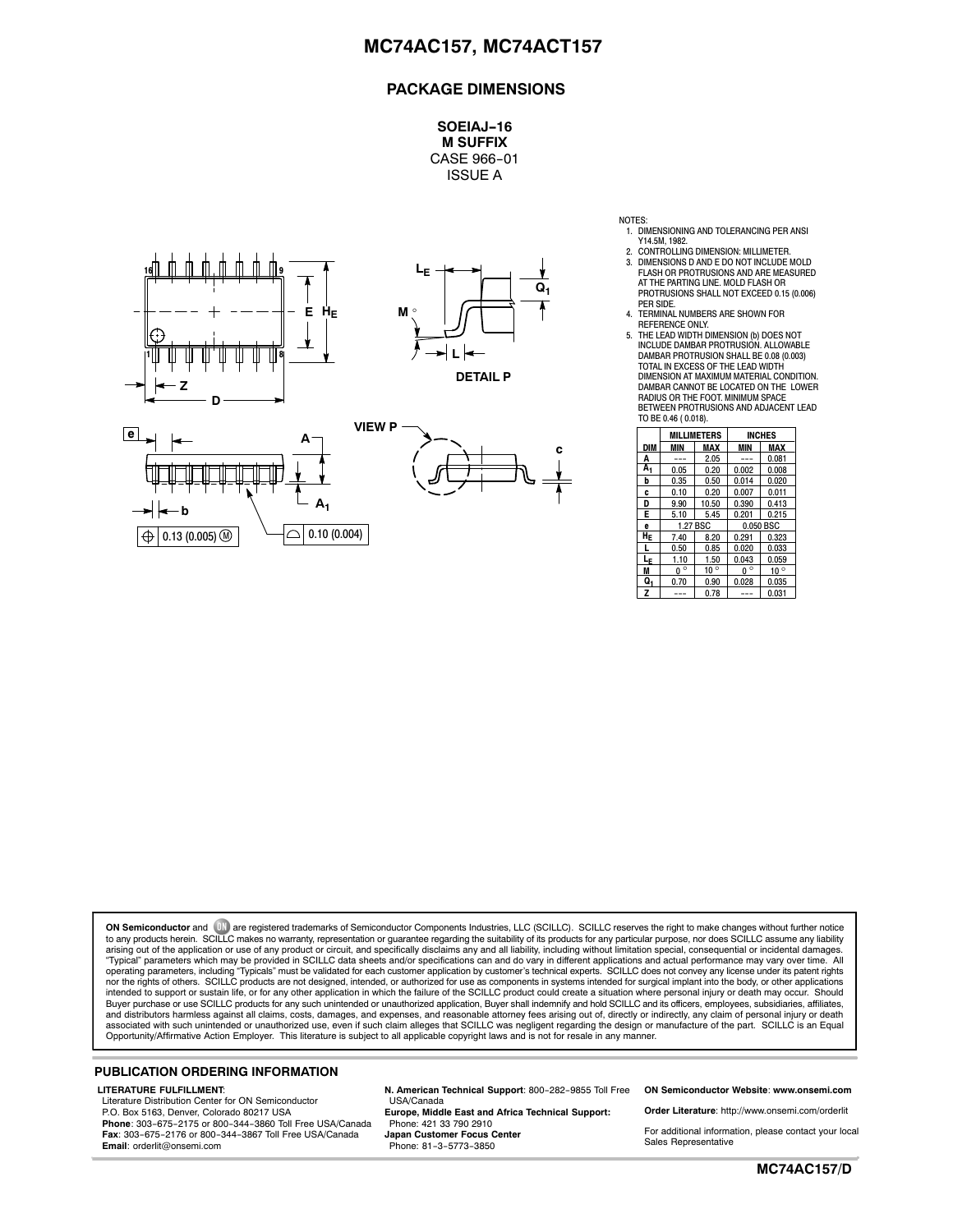## PACKAGE DIMENSIONS

**SOEIAJ−16**
**M SUFFIX**
CASE 966−01
ISSUE A

NOTES:
1. DIMENSIONING AND TOLERANCING PER ANSI Y14.5M, 1982.
2. CONTROLLING DIMENSION: MILLIMETER.
3. DIMENSIONS D AND E DO NOT INCLUDE MOLD FLASH OR PROTRUSIONS AND ARE MEASURED AT THE PARTING LINE. MOLD FLASH OR PROTRUSIONS SHALL NOT EXCEED 0.15 (0.006) PER SIDE.
4. TERMINAL NUMBERS ARE SHOWN FOR REFERENCE ONLY.
5. THE LEAD WIDTH DIMENSION (b) DOES NOT INCLUDE DAMBAR PROTRUSION. ALLOWABLE DAMBAR PROTRUSION SHALL BE 0.08 (0.003) TOTAL IN EXCESS OF THE LEAD WIDTH DIMENSION AT MAXIMUM MATERIAL CONDITION. DAMBAR CANNOT BE LOCATED ON THE LOWER RADIUS OR THE FOOT. MINIMUM SPACE BETWEEN PROTRUSIONS AND ADJACENT LEAD TO BE 0.46 ( 0.018).

| | MILLIMETERS | | INCHES | |
|---|---|---|---|---|
| DIM | MIN | MAX | MIN | MAX |
| A | --- | 2.05 | --- | 0.081 |
| $A_1$ | 0.05 | 0.20 | 0.002 | 0.008 |
| b | 0.35 | 0.50 | 0.014 | 0.020 |
| c | 0.10 | 0.20 | 0.007 | 0.011 |
| D | 9.90 | 10.50 | 0.390 | 0.413 |
| E | 5.10 | 5.45 | 0.201 | 0.215 |
| e | 1.27 BSC | | 0.050 BSC | |
| $H_E$ | 7.40 | 8.20 | 0.291 | 0.323 |
| L | 0.50 | 0.85 | 0.020 | 0.033 |
| $L_E$ | 1.10 | 1.50 | 0.043 | 0.059 |
| M | 0 ° | 10 ° | 0 ° | 10 ° |
| $Q_1$ | 0.70 | 0.90 | 0.028 | 0.035 |
| Z | --- | 0.78 | --- | 0.031 |

16
9
1
8
E
$H_E$
Z
D
$L_E$
$Q_1$
M °
L
DETAIL P
VIEW P
e
A
$A_1$
b
c
0.13 (0.005) M
0.10 (0.004)

**ON Semiconductor** and ON are registered trademarks of Semiconductor Components Industries, LLC (SCILLC). SCILLC reserves the right to make changes without further notice to any products herein. SCILLC makes no warranty, representation or guarantee regarding the suitability of its products for any particular purpose, nor does SCILLC assume any liability arising out of the application or use of any product or circuit, and specifically disclaims any and all liability, including without limitation special, consequential or incidental damages. "Typical" parameters which may be provided in SCILLC data sheets and/or specifications can and do vary in different applications and actual performance may vary over time. All operating parameters, including "Typicals" must be validated for each customer application by customer's technical experts. SCILLC does not convey any license under its patent rights nor the rights of others. SCILLC products are not designed, intended, or authorized for use as components in systems intended for surgical implant into the body, or other applications intended to support or sustain life, or for any other application in which the failure of the SCILLC product could create a situation where personal injury or death may occur. Should Buyer purchase or use SCILLC products for any such unintended or unauthorized application, Buyer shall indemnify and hold SCILLC and its officers, employees, subsidiaries, affiliates, and distributors harmless against all claims, costs, damages, and expenses, and reasonable attorney fees arising out of, directly or indirectly, any claim of personal injury or death associated with such unintended or unauthorized use, even if such claim alleges that SCILLC was negligent regarding the design or manufacture of the part. SCILLC is an Equal Opportunity/Affirmative Action Employer. This literature is subject to all applicable copyright laws and is not for resale in any manner.

### PUBLICATION ORDERING INFORMATION

**LITERATURE FULFILLMENT**:
Literature Distribution Center for ON Semiconductor
P.O. Box 5163, Denver, Colorado 80217 USA
**Phone**: 303−675−2175 or 800−344−3860 Toll Free USA/Canada
**Fax**: 303−675−2176 or 800−344−3867 Toll Free USA/Canada
**Email**: orderlit@onsemi.com

**N. American Technical Support**: 800−282−9855 Toll Free USA/Canada
**Europe, Middle East and Africa Technical Support:**
Phone: 421 33 790 2910
**Japan Customer Focus Center**
Phone: 81−3−5773−3850

**ON Semiconductor Website**: **www.onsemi.com**

**Order Literature**: http://www.onsemi.com/orderlit

For additional information, please contact your local Sales Representative

**MC74AC157/D**